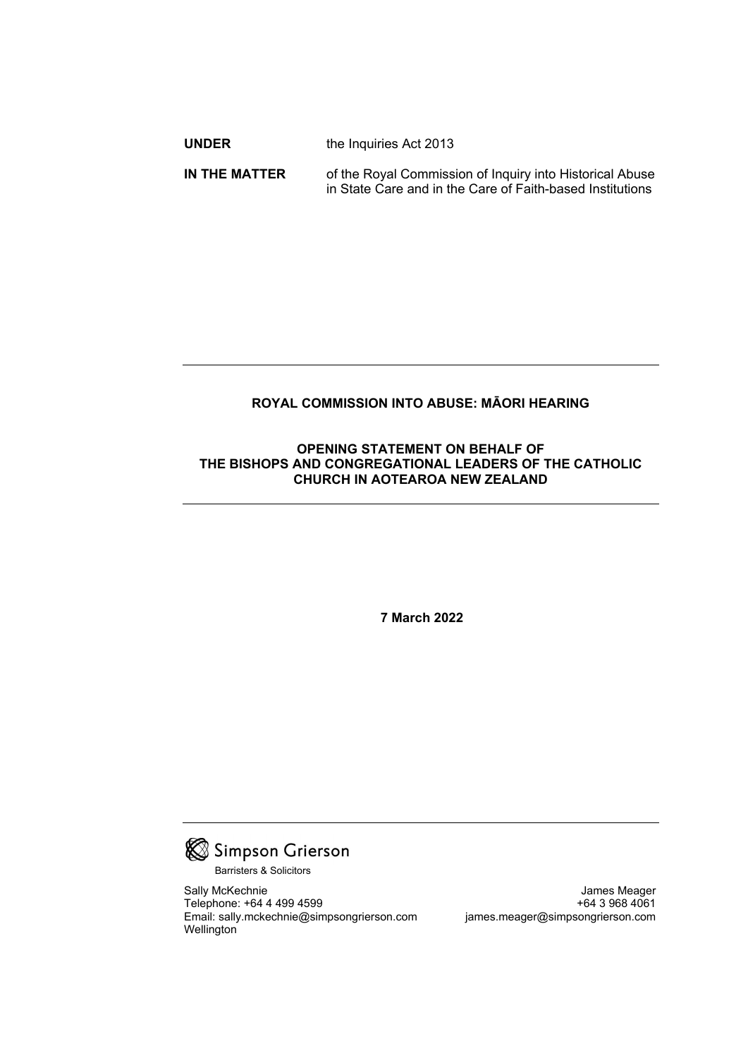| | |
|---|---|
| **UNDER** | the Inquiries Act 2013 |
| **IN THE MATTER** | of the Royal Commission of Inquiry into Historical Abuse in State Care and in the Care of Faith-based Institutions |

---

**ROYAL COMMISSION INTO ABUSE: MĀORI HEARING**

**OPENING STATEMENT ON BEHALF OF THE BISHOPS AND CONGREGATIONAL LEADERS OF THE CATHOLIC CHURCH IN AOTEAROA NEW ZEALAND**

---

**7 March 2022**

---

Simpson Grierson
Barristers & Solicitors

Sally McKechnie
Telephone: +64 4 499 4599
Email: sally.mckechnie@simpsongrierson.com
Wellington

James Meager
+64 3 968 4061
james.meager@simpsongrierson.com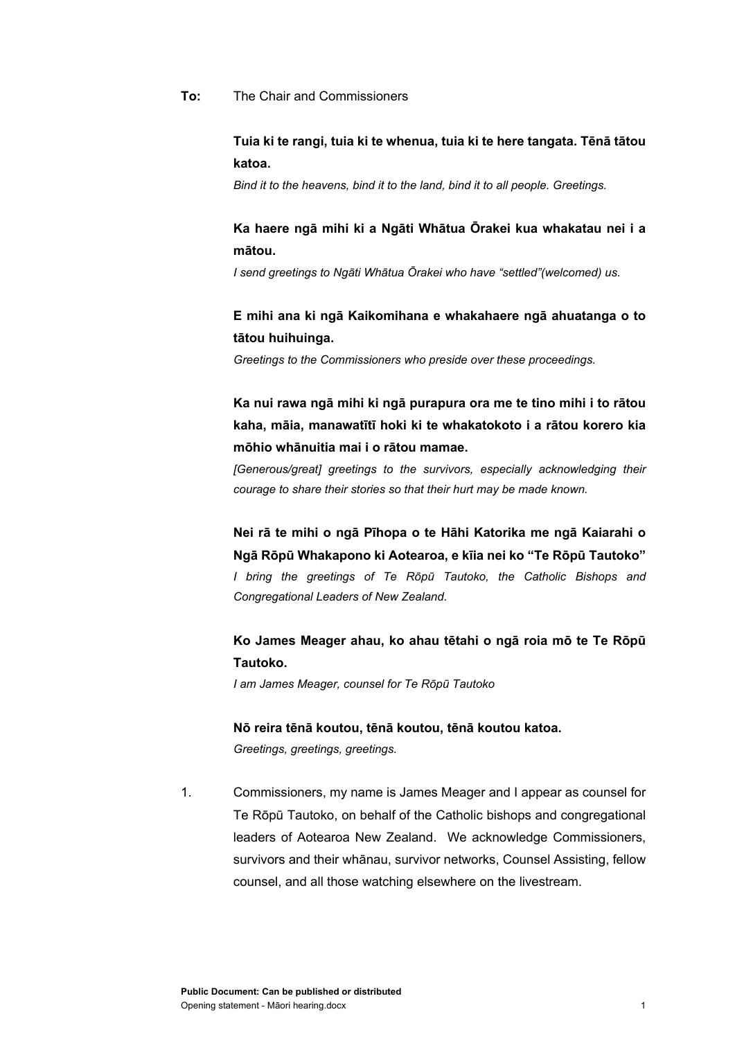**To:** The Chair and Commissioners

**Tuia ki te rangi, tuia ki te whenua, tuia ki te here tangata. Tēnā tātou katoa.**

*Bind it to the heavens, bind it to the land, bind it to all people. Greetings.*

**Ka haere ngā mihi ki a Ngāti Whātua Ōrakei kua whakatau nei i a mātou.**

*I send greetings to Ngāti Whātua Ōrakei who have "settled"(welcomed) us.*

**E mihi ana ki ngā Kaikomihana e whakahaere ngā ahuatanga o to tātou huihuinga.**

*Greetings to the Commissioners who preside over these proceedings.*

**Ka nui rawa ngā mihi ki ngā purapura ora me te tino mihi i to rātou kaha, māia, manawatītī hoki ki te whakatokoto i a rātou korero kia mōhio whānuitia mai i o rātou mamae.**

*[Generous/great] greetings to the survivors, especially acknowledging their courage to share their stories so that their hurt may be made known.*

**Nei rā te mihi o ngā Pīhopa o te Hāhi Katorika me ngā Kaiarahi o Ngā Rōpū Whakapono ki Aotearoa, e kīia nei ko "Te Rōpū Tautoko"**

*I bring the greetings of Te Rōpū Tautoko, the Catholic Bishops and Congregational Leaders of New Zealand.*

**Ko James Meager ahau, ko ahau tētahi o ngā roia mō te Te Rōpū Tautoko.**

*I am James Meager, counsel for Te Rōpū Tautoko*

**Nō reira tēnā koutou, tēnā koutou, tēnā koutou katoa.**

*Greetings, greetings, greetings.*

1. Commissioners, my name is James Meager and I appear as counsel for Te Rōpū Tautoko, on behalf of the Catholic bishops and congregational leaders of Aotearoa New Zealand. We acknowledge Commissioners, survivors and their whānau, survivor networks, Counsel Assisting, fellow counsel, and all those watching elsewhere on the livestream.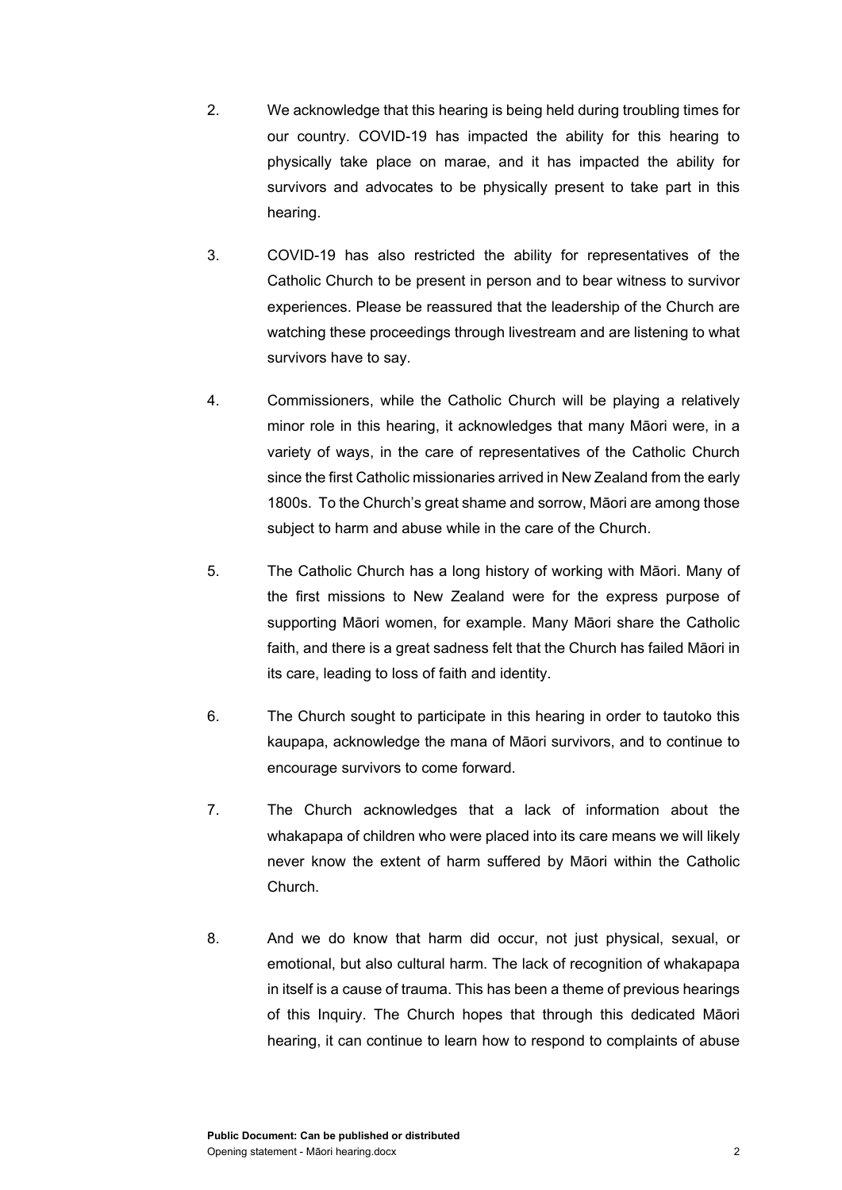2. We acknowledge that this hearing is being held during troubling times for our country. COVID-19 has impacted the ability for this hearing to physically take place on marae, and it has impacted the ability for survivors and advocates to be physically present to take part in this hearing.

3. COVID-19 has also restricted the ability for representatives of the Catholic Church to be present in person and to bear witness to survivor experiences. Please be reassured that the leadership of the Church are watching these proceedings through livestream and are listening to what survivors have to say.

4. Commissioners, while the Catholic Church will be playing a relatively minor role in this hearing, it acknowledges that many Māori were, in a variety of ways, in the care of representatives of the Catholic Church since the first Catholic missionaries arrived in New Zealand from the early 1800s. To the Church's great shame and sorrow, Māori are among those subject to harm and abuse while in the care of the Church.

5. The Catholic Church has a long history of working with Māori. Many of the first missions to New Zealand were for the express purpose of supporting Māori women, for example. Many Māori share the Catholic faith, and there is a great sadness felt that the Church has failed Māori in its care, leading to loss of faith and identity.

6. The Church sought to participate in this hearing in order to tautoko this kaupapa, acknowledge the mana of Māori survivors, and to continue to encourage survivors to come forward.

7. The Church acknowledges that a lack of information about the whakapapa of children who were placed into its care means we will likely never know the extent of harm suffered by Māori within the Catholic Church.

8. And we do know that harm did occur, not just physical, sexual, or emotional, but also cultural harm. The lack of recognition of whakapapa in itself is a cause of trauma. This has been a theme of previous hearings of this Inquiry. The Church hopes that through this dedicated Māori hearing, it can continue to learn how to respond to complaints of abuse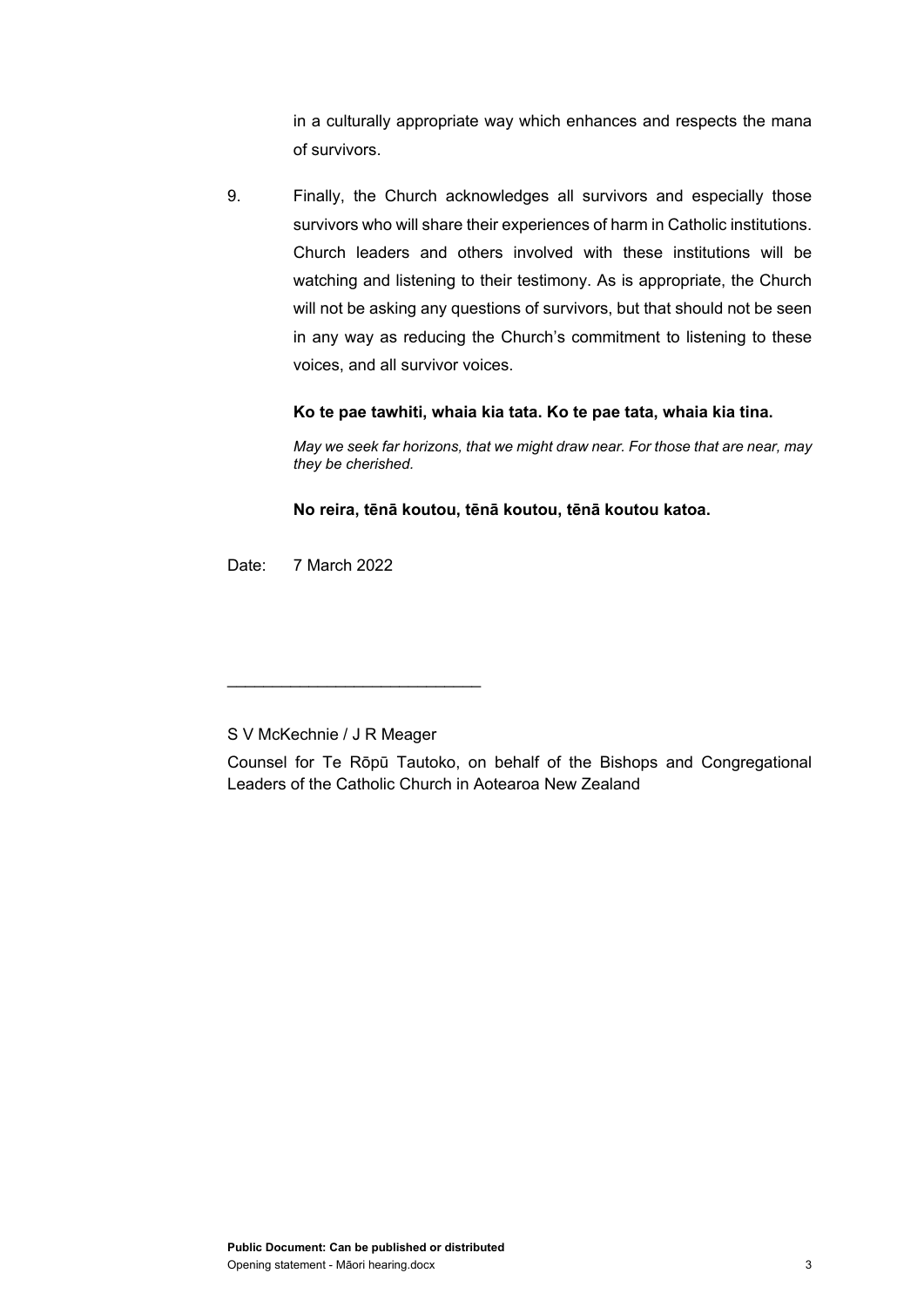in a culturally appropriate way which enhances and respects the mana of survivors.

9. Finally, the Church acknowledges all survivors and especially those survivors who will share their experiences of harm in Catholic institutions. Church leaders and others involved with these institutions will be watching and listening to their testimony. As is appropriate, the Church will not be asking any questions of survivors, but that should not be seen in any way as reducing the Church's commitment to listening to these voices, and all survivor voices.

**Ko te pae tawhiti, whaia kia tata. Ko te pae tata, whaia kia tina.**

*May we seek far horizons, that we might draw near. For those that are near, may they be cherished.*

**No reira, tēnā koutou, tēnā koutou, tēnā koutou katoa.**

Date: 7 March 2022

____________________________

S V McKechnie / J R Meager

Counsel for Te Rōpū Tautoko, on behalf of the Bishops and Congregational Leaders of the Catholic Church in Aotearoa New Zealand

**Public Document: Can be published or distributed**
Opening statement - Māori hearing.docx